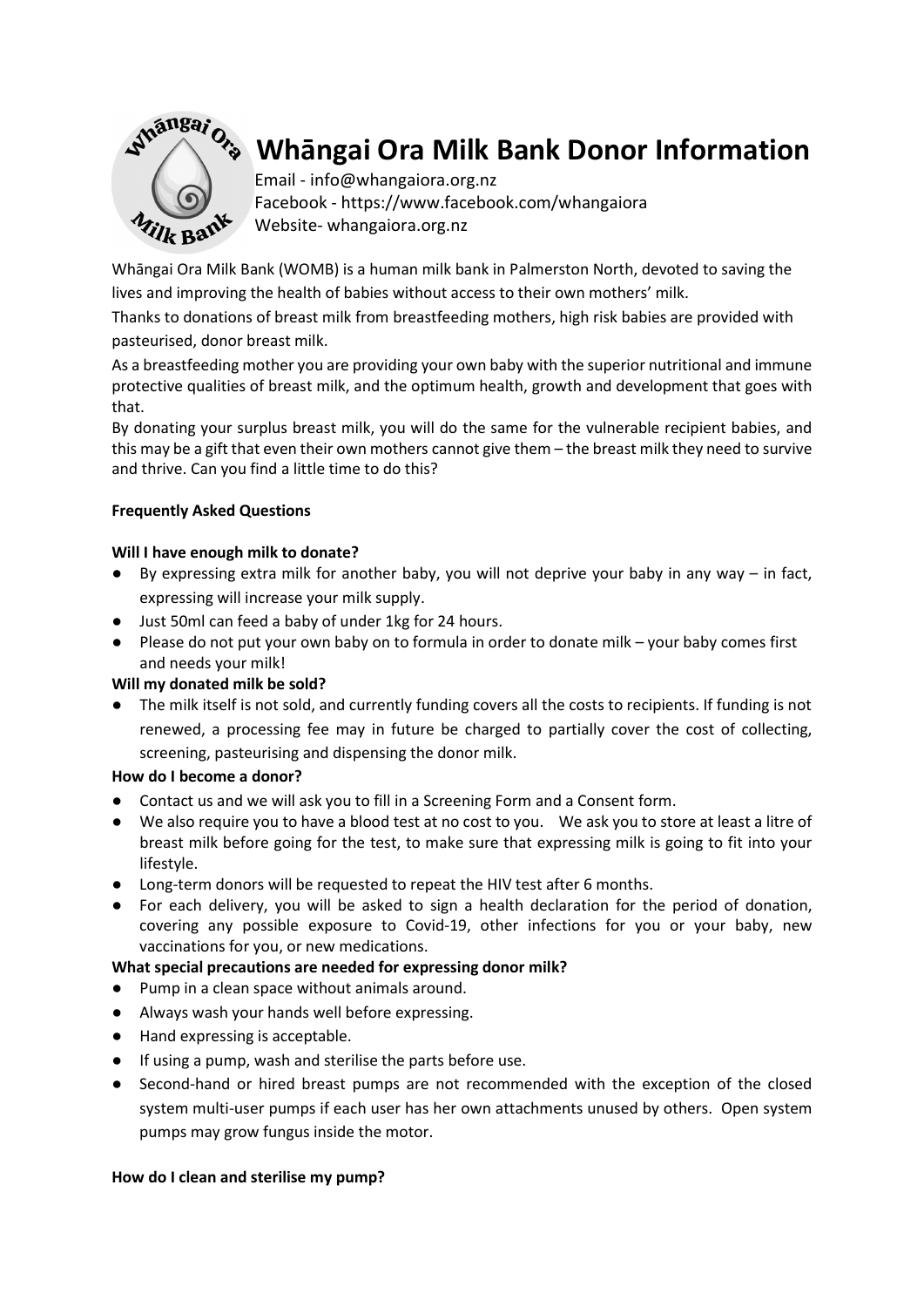# Whāngai Ora Milk Bank Donor Information

Email - info@whangaiora.org.nz
Facebook - https://www.facebook.com/whangaiora
Website- whangaiora.org.nz

Whāngai Ora Milk Bank (WOMB) is a human milk bank in Palmerston North, devoted to saving the lives and improving the health of babies without access to their own mothers' milk.

Thanks to donations of breast milk from breastfeeding mothers, high risk babies are provided with pasteurised, donor breast milk.

As a breastfeeding mother you are providing your own baby with the superior nutritional and immune protective qualities of breast milk, and the optimum health, growth and development that goes with that.

By donating your surplus breast milk, you will do the same for the vulnerable recipient babies, and this may be a gift that even their own mothers cannot give them – the breast milk they need to survive and thrive. Can you find a little time to do this?

**Frequently Asked Questions**

**Will I have enough milk to donate?**

- By expressing extra milk for another baby, you will not deprive your baby in any way – in fact, expressing will increase your milk supply.
- Just 50ml can feed a baby of under 1kg for 24 hours.
- Please do not put your own baby on to formula in order to donate milk – your baby comes first and needs your milk!

**Will my donated milk be sold?**

- The milk itself is not sold, and currently funding covers all the costs to recipients. If funding is not renewed, a processing fee may in future be charged to partially cover the cost of collecting, screening, pasteurising and dispensing the donor milk.

**How do I become a donor?**

- Contact us and we will ask you to fill in a Screening Form and a Consent form.
- We also require you to have a blood test at no cost to you. We ask you to store at least a litre of breast milk before going for the test, to make sure that expressing milk is going to fit into your lifestyle.
- Long-term donors will be requested to repeat the HIV test after 6 months.
- For each delivery, you will be asked to sign a health declaration for the period of donation, covering any possible exposure to Covid-19, other infections for you or your baby, new vaccinations for you, or new medications.

**What special precautions are needed for expressing donor milk?**

- Pump in a clean space without animals around.
- Always wash your hands well before expressing.
- Hand expressing is acceptable.
- If using a pump, wash and sterilise the parts before use.
- Second-hand or hired breast pumps are not recommended with the exception of the closed system multi-user pumps if each user has her own attachments unused by others. Open system pumps may grow fungus inside the motor.

**How do I clean and sterilise my pump?**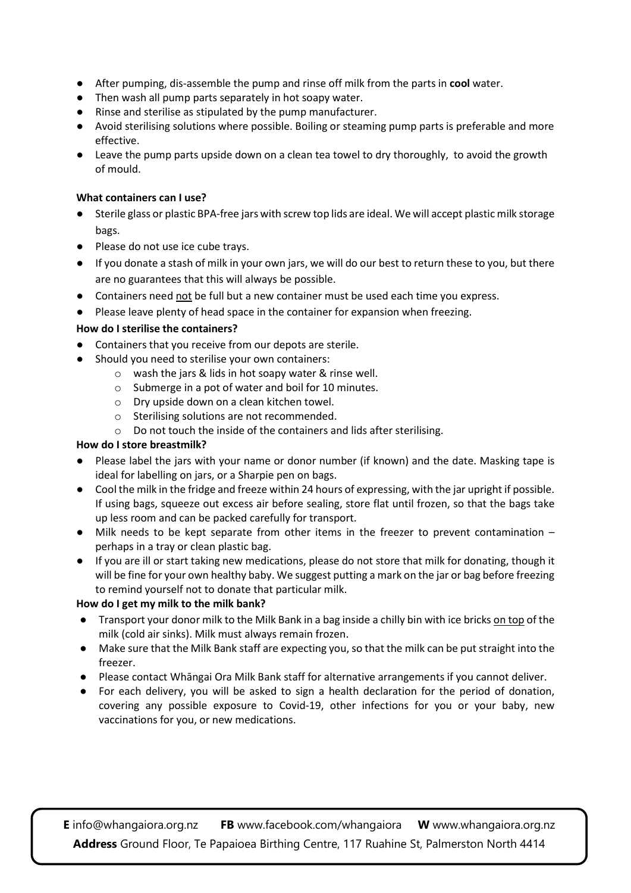- After pumping, dis-assemble the pump and rinse off milk from the parts in **cool** water.
- Then wash all pump parts separately in hot soapy water.
- Rinse and sterilise as stipulated by the pump manufacturer.
- Avoid sterilising solutions where possible. Boiling or steaming pump parts is preferable and more effective.
- Leave the pump parts upside down on a clean tea towel to dry thoroughly, to avoid the growth of mould.

**What containers can I use?**

- Sterile glass or plastic BPA-free jars with screw top lids are ideal. We will accept plastic milk storage bags.
- Please do not use ice cube trays.
- If you donate a stash of milk in your own jars, we will do our best to return these to you, but there are no guarantees that this will always be possible.
- Containers need <u>not</u> be full but a new container must be used each time you express.
- Please leave plenty of head space in the container for expansion when freezing.

**How do I sterilise the containers?**

- Containers that you receive from our depots are sterile.
- Should you need to sterilise your own containers:
    - wash the jars & lids in hot soapy water & rinse well.
    - Submerge in a pot of water and boil for 10 minutes.
    - Dry upside down on a clean kitchen towel.
    - Sterilising solutions are not recommended.
    - Do not touch the inside of the containers and lids after sterilising.

**How do I store breastmilk?**

- Please label the jars with your name or donor number (if known) and the date. Masking tape is ideal for labelling on jars, or a Sharpie pen on bags.
- Cool the milk in the fridge and freeze within 24 hours of expressing, with the jar upright if possible. If using bags, squeeze out excess air before sealing, store flat until frozen, so that the bags take up less room and can be packed carefully for transport.
- Milk needs to be kept separate from other items in the freezer to prevent contamination – perhaps in a tray or clean plastic bag.
- If you are ill or start taking new medications, please do not store that milk for donating, though it will be fine for your own healthy baby. We suggest putting a mark on the jar or bag before freezing to remind yourself not to donate that particular milk.

**How do I get my milk to the milk bank?**

- Transport your donor milk to the Milk Bank in a bag inside a chilly bin with ice bricks <u>on top</u> of the milk (cold air sinks). Milk must always remain frozen.
- Make sure that the Milk Bank staff are expecting you, so that the milk can be put straight into the freezer.
- Please contact Whāngai Ora Milk Bank staff for alternative arrangements if you cannot deliver.
- For each delivery, you will be asked to sign a health declaration for the period of donation, covering any possible exposure to Covid-19, other infections for you or your baby, new vaccinations for you, or new medications.

**E** info@whangaiora.org.nz **FB** www.facebook.com/whangaiora **W** www.whangaiora.org.nz
**Address** Ground Floor, Te Papaioea Birthing Centre, 117 Ruahine St, Palmerston North 4414